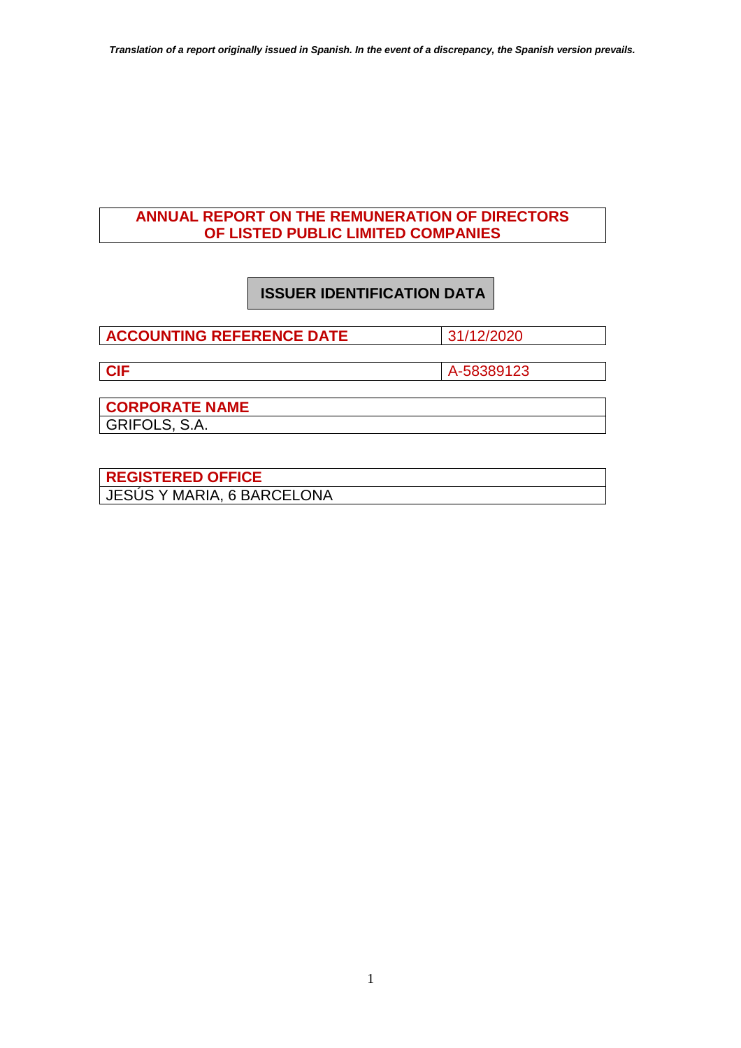***Translation of a report originally issued in Spanish. In the event of a discrepancy, the Spanish version prevails.***

# ANNUAL REPORT ON THE REMUNERATION OF DIRECTORS OF LISTED PUBLIC LIMITED COMPANIES

## ISSUER IDENTIFICATION DATA

| ACCOUNTING REFERENCE DATE | 31/12/2020 |
|---|---|

| CIF | A-58389123 |
|---|---|

| CORPORATE NAME |
|---|
| GRIFOLS, S.A. |

| REGISTERED OFFICE |
|---|
| JESÚS Y MARIA, 6 BARCELONA |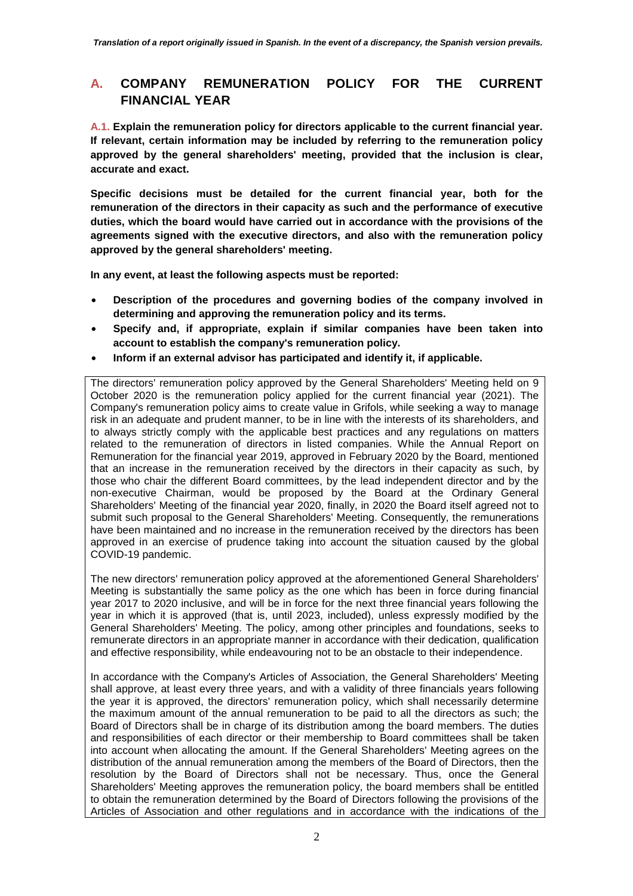## A. COMPANY REMUNERATION POLICY FOR THE CURRENT FINANCIAL YEAR

**A.1. Explain the remuneration policy for directors applicable to the current financial year. If relevant, certain information may be included by referring to the remuneration policy approved by the general shareholders' meeting, provided that the inclusion is clear, accurate and exact.**

**Specific decisions must be detailed for the current financial year, both for the remuneration of the directors in their capacity as such and the performance of executive duties, which the board would have carried out in accordance with the provisions of the agreements signed with the executive directors, and also with the remuneration policy approved by the general shareholders' meeting.**

**In any event, at least the following aspects must be reported:**

- **Description of the procedures and governing bodies of the company involved in determining and approving the remuneration policy and its terms.**
- **Specify and, if appropriate, explain if similar companies have been taken into account to establish the company's remuneration policy.**
- **Inform if an external advisor has participated and identify it, if applicable.**

The directors' remuneration policy approved by the General Shareholders' Meeting held on 9 October 2020 is the remuneration policy applied for the current financial year (2021). The Company's remuneration policy aims to create value in Grifols, while seeking a way to manage risk in an adequate and prudent manner, to be in line with the interests of its shareholders, and to always strictly comply with the applicable best practices and any regulations on matters related to the remuneration of directors in listed companies. While the Annual Report on Remuneration for the financial year 2019, approved in February 2020 by the Board, mentioned that an increase in the remuneration received by the directors in their capacity as such, by those who chair the different Board committees, by the lead independent director and by the non-executive Chairman, would be proposed by the Board at the Ordinary General Shareholders' Meeting of the financial year 2020, finally, in 2020 the Board itself agreed not to submit such proposal to the General Shareholders' Meeting. Consequently, the remunerations have been maintained and no increase in the remuneration received by the directors has been approved in an exercise of prudence taking into account the situation caused by the global COVID-19 pandemic.

The new directors' remuneration policy approved at the aforementioned General Shareholders' Meeting is substantially the same policy as the one which has been in force during financial year 2017 to 2020 inclusive, and will be in force for the next three financial years following the year in which it is approved (that is, until 2023, included), unless expressly modified by the General Shareholders' Meeting. The policy, among other principles and foundations, seeks to remunerate directors in an appropriate manner in accordance with their dedication, qualification and effective responsibility, while endeavouring not to be an obstacle to their independence.

In accordance with the Company's Articles of Association, the General Shareholders' Meeting shall approve, at least every three years, and with a validity of three financials years following the year it is approved, the directors' remuneration policy, which shall necessarily determine the maximum amount of the annual remuneration to be paid to all the directors as such; the Board of Directors shall be in charge of its distribution among the board members. The duties and responsibilities of each director or their membership to Board committees shall be taken into account when allocating the amount. If the General Shareholders' Meeting agrees on the distribution of the annual remuneration among the members of the Board of Directors, then the resolution by the Board of Directors shall not be necessary. Thus, once the General Shareholders' Meeting approves the remuneration policy, the board members shall be entitled to obtain the remuneration determined by the Board of Directors following the provisions of the Articles of Association and other regulations and in accordance with the indications of the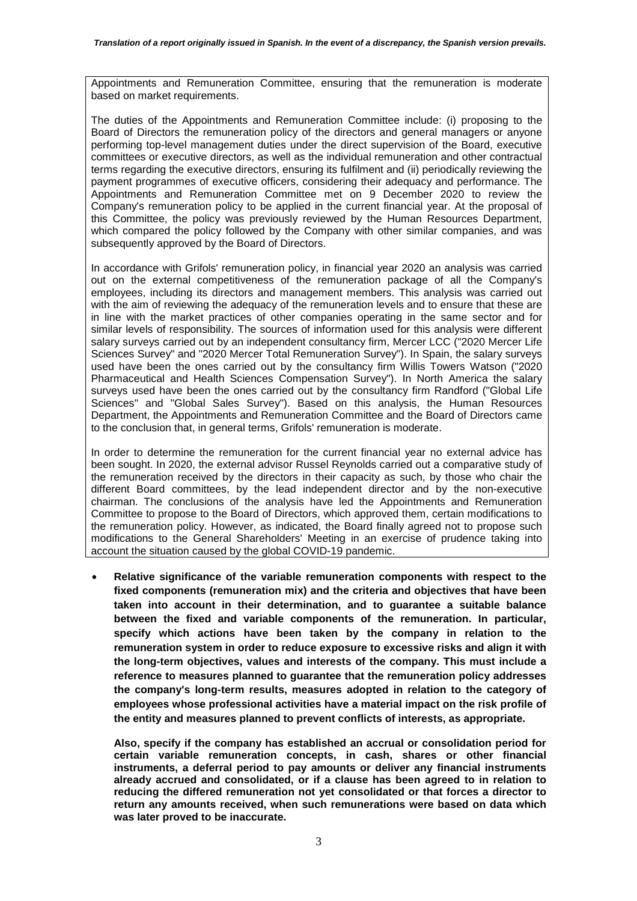Appointments and Remuneration Committee, ensuring that the remuneration is moderate based on market requirements.

The duties of the Appointments and Remuneration Committee include: (i) proposing to the Board of Directors the remuneration policy of the directors and general managers or anyone performing top-level management duties under the direct supervision of the Board, executive committees or executive directors, as well as the individual remuneration and other contractual terms regarding the executive directors, ensuring its fulfilment and (ii) periodically reviewing the payment programmes of executive officers, considering their adequacy and performance. The Appointments and Remuneration Committee met on 9 December 2020 to review the Company's remuneration policy to be applied in the current financial year. At the proposal of this Committee, the policy was previously reviewed by the Human Resources Department, which compared the policy followed by the Company with other similar companies, and was subsequently approved by the Board of Directors.

In accordance with Grifols' remuneration policy, in financial year 2020 an analysis was carried out on the external competitiveness of the remuneration package of all the Company's employees, including its directors and management members. This analysis was carried out with the aim of reviewing the adequacy of the remuneration levels and to ensure that these are in line with the market practices of other companies operating in the same sector and for similar levels of responsibility. The sources of information used for this analysis were different salary surveys carried out by an independent consultancy firm, Mercer LCC ("2020 Mercer Life Sciences Survey" and "2020 Mercer Total Remuneration Survey"). In Spain, the salary surveys used have been the ones carried out by the consultancy firm Willis Towers Watson ("2020 Pharmaceutical and Health Sciences Compensation Survey"). In North America the salary surveys used have been the ones carried out by the consultancy firm Randford ("Global Life Sciences" and "Global Sales Survey"). Based on this analysis, the Human Resources Department, the Appointments and Remuneration Committee and the Board of Directors came to the conclusion that, in general terms, Grifols' remuneration is moderate.

In order to determine the remuneration for the current financial year no external advice has been sought. In 2020, the external advisor Russel Reynolds carried out a comparative study of the remuneration received by the directors in their capacity as such, by those who chair the different Board committees, by the lead independent director and by the non-executive chairman. The conclusions of the analysis have led the Appointments and Remuneration Committee to propose to the Board of Directors, which approved them, certain modifications to the remuneration policy. However, as indicated, the Board finally agreed not to propose such modifications to the General Shareholders' Meeting in an exercise of prudence taking into account the situation caused by the global COVID-19 pandemic.

- **Relative significance of the variable remuneration components with respect to the fixed components (remuneration mix) and the criteria and objectives that have been taken into account in their determination, and to guarantee a suitable balance between the fixed and variable components of the remuneration. In particular, specify which actions have been taken by the company in relation to the remuneration system in order to reduce exposure to excessive risks and align it with the long-term objectives, values and interests of the company. This must include a reference to measures planned to guarantee that the remuneration policy addresses the company's long-term results, measures adopted in relation to the category of employees whose professional activities have a material impact on the risk profile of the entity and measures planned to prevent conflicts of interests, as appropriate.**

  **Also, specify if the company has established an accrual or consolidation period for certain variable remuneration concepts, in cash, shares or other financial instruments, a deferral period to pay amounts or deliver any financial instruments already accrued and consolidated, or if a clause has been agreed to in relation to reducing the differed remuneration not yet consolidated or that forces a director to return any amounts received, when such remunerations were based on data which was later proved to be inaccurate.**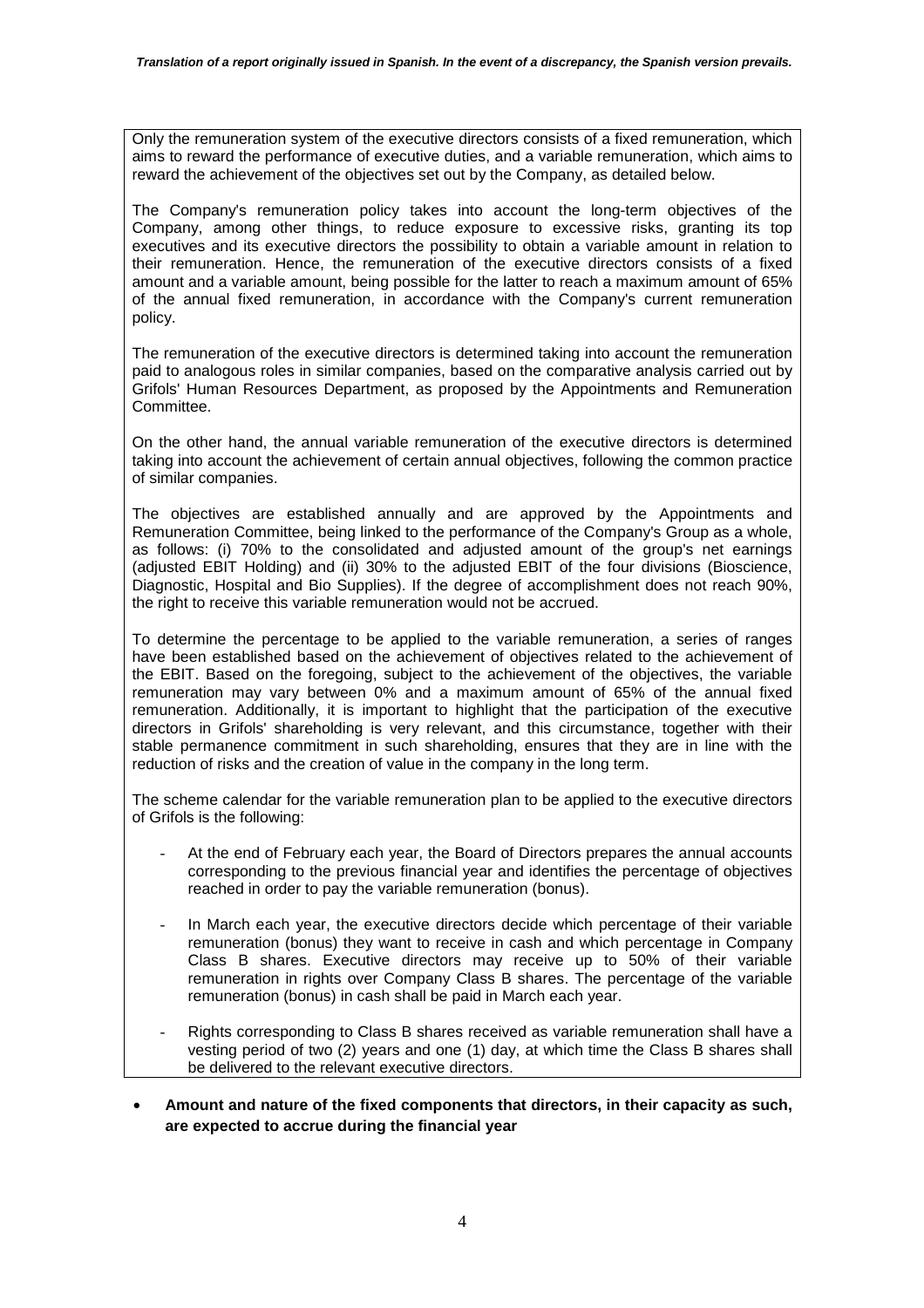*Translation of a report originally issued in Spanish. In the event of a discrepancy, the Spanish version prevails.*

Only the remuneration system of the executive directors consists of a fixed remuneration, which aims to reward the performance of executive duties, and a variable remuneration, which aims to reward the achievement of the objectives set out by the Company, as detailed below.

The Company's remuneration policy takes into account the long-term objectives of the Company, among other things, to reduce exposure to excessive risks, granting its top executives and its executive directors the possibility to obtain a variable amount in relation to their remuneration. Hence, the remuneration of the executive directors consists of a fixed amount and a variable amount, being possible for the latter to reach a maximum amount of 65% of the annual fixed remuneration, in accordance with the Company's current remuneration policy.

The remuneration of the executive directors is determined taking into account the remuneration paid to analogous roles in similar companies, based on the comparative analysis carried out by Grifols' Human Resources Department, as proposed by the Appointments and Remuneration Committee.

On the other hand, the annual variable remuneration of the executive directors is determined taking into account the achievement of certain annual objectives, following the common practice of similar companies.

The objectives are established annually and are approved by the Appointments and Remuneration Committee, being linked to the performance of the Company's Group as a whole, as follows: (i) 70% to the consolidated and adjusted amount of the group's net earnings (adjusted EBIT Holding) and (ii) 30% to the adjusted EBIT of the four divisions (Bioscience, Diagnostic, Hospital and Bio Supplies). If the degree of accomplishment does not reach 90%, the right to receive this variable remuneration would not be accrued.

To determine the percentage to be applied to the variable remuneration, a series of ranges have been established based on the achievement of objectives related to the achievement of the EBIT. Based on the foregoing, subject to the achievement of the objectives, the variable remuneration may vary between 0% and a maximum amount of 65% of the annual fixed remuneration. Additionally, it is important to highlight that the participation of the executive directors in Grifols' shareholding is very relevant, and this circumstance, together with their stable permanence commitment in such shareholding, ensures that they are in line with the reduction of risks and the creation of value in the company in the long term.

The scheme calendar for the variable remuneration plan to be applied to the executive directors of Grifols is the following:

- At the end of February each year, the Board of Directors prepares the annual accounts corresponding to the previous financial year and identifies the percentage of objectives reached in order to pay the variable remuneration (bonus).
- In March each year, the executive directors decide which percentage of their variable remuneration (bonus) they want to receive in cash and which percentage in Company Class B shares. Executive directors may receive up to 50% of their variable remuneration in rights over Company Class B shares. The percentage of the variable remuneration (bonus) in cash shall be paid in March each year.
- Rights corresponding to Class B shares received as variable remuneration shall have a vesting period of two (2) years and one (1) day, at which time the Class B shares shall be delivered to the relevant executive directors.

- **Amount and nature of the fixed components that directors, in their capacity as such, are expected to accrue during the financial year**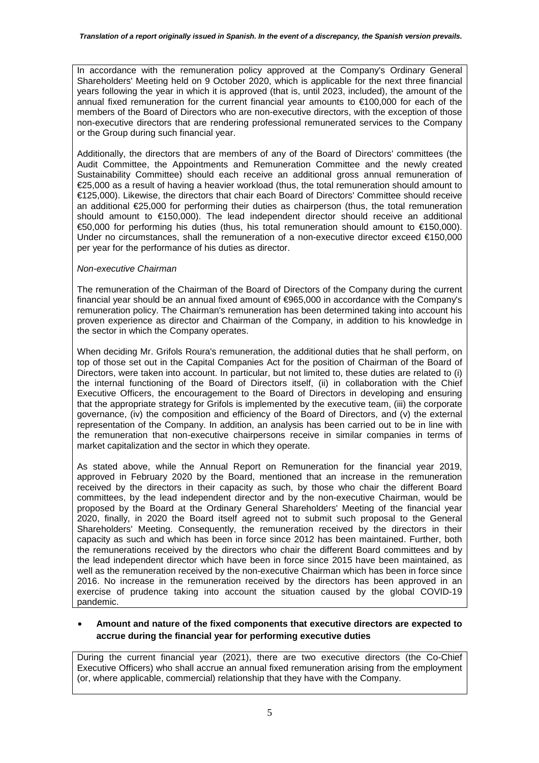*Translation of a report originally issued in Spanish. In the event of a discrepancy, the Spanish version prevails.*

In accordance with the remuneration policy approved at the Company's Ordinary General Shareholders' Meeting held on 9 October 2020, which is applicable for the next three financial years following the year in which it is approved (that is, until 2023, included), the amount of the annual fixed remuneration for the current financial year amounts to €100,000 for each of the members of the Board of Directors who are non-executive directors, with the exception of those non-executive directors that are rendering professional remunerated services to the Company or the Group during such financial year.

Additionally, the directors that are members of any of the Board of Directors' committees (the Audit Committee, the Appointments and Remuneration Committee and the newly created Sustainability Committee) should each receive an additional gross annual remuneration of €25,000 as a result of having a heavier workload (thus, the total remuneration should amount to €125,000). Likewise, the directors that chair each Board of Directors' Committee should receive an additional €25,000 for performing their duties as chairperson (thus, the total remuneration should amount to €150,000). The lead independent director should receive an additional €50,000 for performing his duties (thus, his total remuneration should amount to €150,000). Under no circumstances, shall the remuneration of a non-executive director exceed €150,000 per year for the performance of his duties as director.

*Non-executive Chairman*

The remuneration of the Chairman of the Board of Directors of the Company during the current financial year should be an annual fixed amount of €965,000 in accordance with the Company's remuneration policy. The Chairman's remuneration has been determined taking into account his proven experience as director and Chairman of the Company, in addition to his knowledge in the sector in which the Company operates.

When deciding Mr. Grifols Roura's remuneration, the additional duties that he shall perform, on top of those set out in the Capital Companies Act for the position of Chairman of the Board of Directors, were taken into account. In particular, but not limited to, these duties are related to (i) the internal functioning of the Board of Directors itself, (ii) in collaboration with the Chief Executive Officers, the encouragement to the Board of Directors in developing and ensuring that the appropriate strategy for Grifols is implemented by the executive team, (iii) the corporate governance, (iv) the composition and efficiency of the Board of Directors, and (v) the external representation of the Company. In addition, an analysis has been carried out to be in line with the remuneration that non-executive chairpersons receive in similar companies in terms of market capitalization and the sector in which they operate.

As stated above, while the Annual Report on Remuneration for the financial year 2019, approved in February 2020 by the Board, mentioned that an increase in the remuneration received by the directors in their capacity as such, by those who chair the different Board committees, by the lead independent director and by the non-executive Chairman, would be proposed by the Board at the Ordinary General Shareholders' Meeting of the financial year 2020, finally, in 2020 the Board itself agreed not to submit such proposal to the General Shareholders' Meeting. Consequently, the remuneration received by the directors in their capacity as such and which has been in force since 2012 has been maintained. Further, both the remunerations received by the directors who chair the different Board committees and by the lead independent director which have been in force since 2015 have been maintained, as well as the remuneration received by the non-executive Chairman which has been in force since 2016. No increase in the remuneration received by the directors has been approved in an exercise of prudence taking into account the situation caused by the global COVID-19 pandemic.

- **Amount and nature of the fixed components that executive directors are expected to accrue during the financial year for performing executive duties**

During the current financial year (2021), there are two executive directors (the Co-Chief Executive Officers) who shall accrue an annual fixed remuneration arising from the employment (or, where applicable, commercial) relationship that they have with the Company.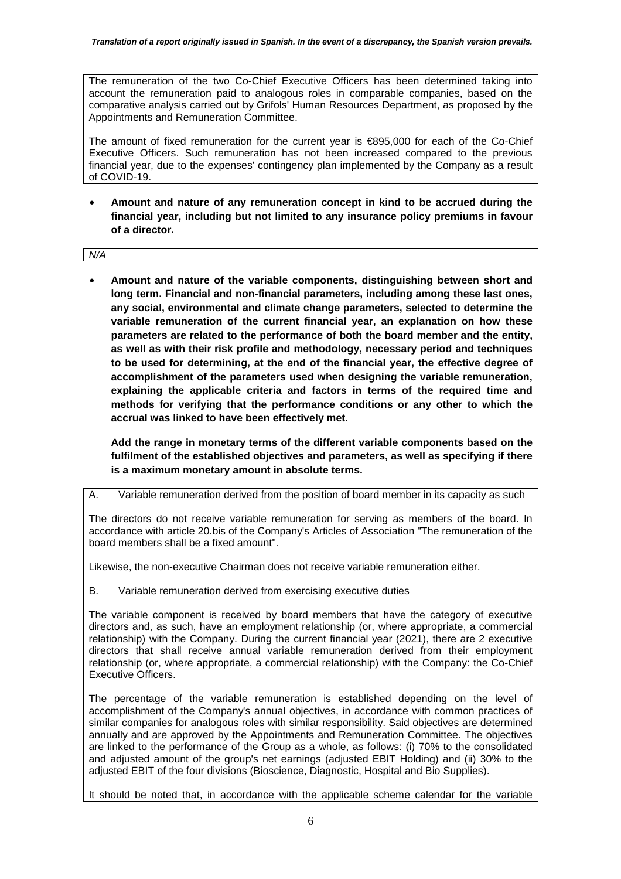The remuneration of the two Co-Chief Executive Officers has been determined taking into account the remuneration paid to analogous roles in comparable companies, based on the comparative analysis carried out by Grifols' Human Resources Department, as proposed by the Appointments and Remuneration Committee.

The amount of fixed remuneration for the current year is €895,000 for each of the Co-Chief Executive Officers. Such remuneration has not been increased compared to the previous financial year, due to the expenses' contingency plan implemented by the Company as a result of COVID-19.

- **Amount and nature of any remuneration concept in kind to be accrued during the financial year, including but not limited to any insurance policy premiums in favour of a director.**

*N/A*

- **Amount and nature of the variable components, distinguishing between short and long term. Financial and non-financial parameters, including among these last ones, any social, environmental and climate change parameters, selected to determine the variable remuneration of the current financial year, an explanation on how these parameters are related to the performance of both the board member and the entity, as well as with their risk profile and methodology, necessary period and techniques to be used for determining, at the end of the financial year, the effective degree of accomplishment of the parameters used when designing the variable remuneration, explaining the applicable criteria and factors in terms of the required time and methods for verifying that the performance conditions or any other to which the accrual was linked to have been effectively met.**

  **Add the range in monetary terms of the different variable components based on the fulfilment of the established objectives and parameters, as well as specifying if there is a maximum monetary amount in absolute terms.**

A. Variable remuneration derived from the position of board member in its capacity as such

The directors do not receive variable remuneration for serving as members of the board. In accordance with article 20.bis of the Company's Articles of Association "The remuneration of the board members shall be a fixed amount".

Likewise, the non-executive Chairman does not receive variable remuneration either.

B. Variable remuneration derived from exercising executive duties

The variable component is received by board members that have the category of executive directors and, as such, have an employment relationship (or, where appropriate, a commercial relationship) with the Company. During the current financial year (2021), there are 2 executive directors that shall receive annual variable remuneration derived from their employment relationship (or, where appropriate, a commercial relationship) with the Company: the Co-Chief Executive Officers.

The percentage of the variable remuneration is established depending on the level of accomplishment of the Company's annual objectives, in accordance with common practices of similar companies for analogous roles with similar responsibility. Said objectives are determined annually and are approved by the Appointments and Remuneration Committee. The objectives are linked to the performance of the Group as a whole, as follows: (i) 70% to the consolidated and adjusted amount of the group's net earnings (adjusted EBIT Holding) and (ii) 30% to the adjusted EBIT of the four divisions (Bioscience, Diagnostic, Hospital and Bio Supplies).

It should be noted that, in accordance with the applicable scheme calendar for the variable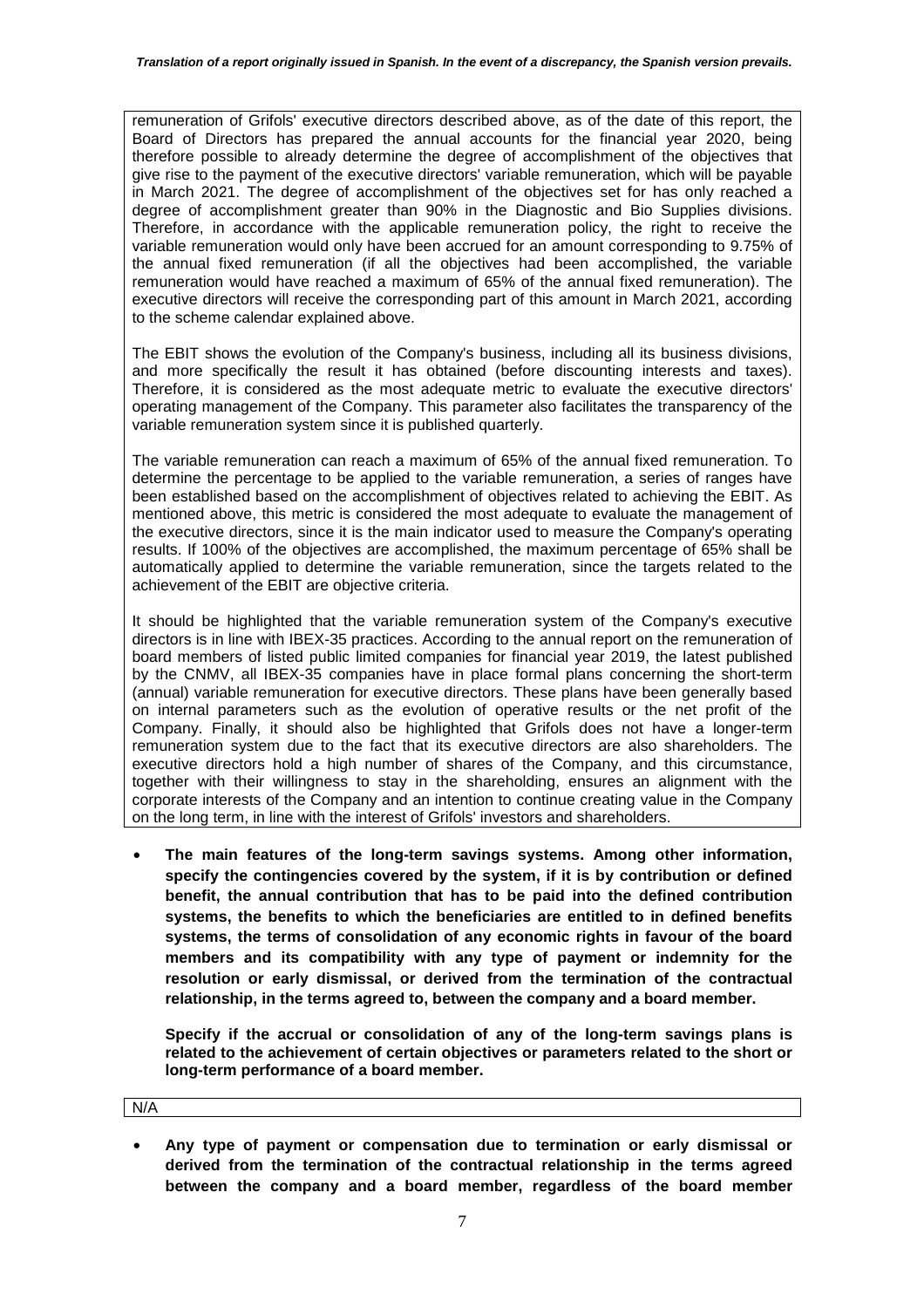remuneration of Grifols' executive directors described above, as of the date of this report, the Board of Directors has prepared the annual accounts for the financial year 2020, being therefore possible to already determine the degree of accomplishment of the objectives that give rise to the payment of the executive directors' variable remuneration, which will be payable in March 2021. The degree of accomplishment of the objectives set for has only reached a degree of accomplishment greater than 90% in the Diagnostic and Bio Supplies divisions. Therefore, in accordance with the applicable remuneration policy, the right to receive the variable remuneration would only have been accrued for an amount corresponding to 9.75% of the annual fixed remuneration (if all the objectives had been accomplished, the variable remuneration would have reached a maximum of 65% of the annual fixed remuneration). The executive directors will receive the corresponding part of this amount in March 2021, according to the scheme calendar explained above.

The EBIT shows the evolution of the Company's business, including all its business divisions, and more specifically the result it has obtained (before discounting interests and taxes). Therefore, it is considered as the most adequate metric to evaluate the executive directors' operating management of the Company. This parameter also facilitates the transparency of the variable remuneration system since it is published quarterly.

The variable remuneration can reach a maximum of 65% of the annual fixed remuneration. To determine the percentage to be applied to the variable remuneration, a series of ranges have been established based on the accomplishment of objectives related to achieving the EBIT. As mentioned above, this metric is considered the most adequate to evaluate the management of the executive directors, since it is the main indicator used to measure the Company's operating results. If 100% of the objectives are accomplished, the maximum percentage of 65% shall be automatically applied to determine the variable remuneration, since the targets related to the achievement of the EBIT are objective criteria.

It should be highlighted that the variable remuneration system of the Company's executive directors is in line with IBEX-35 practices. According to the annual report on the remuneration of board members of listed public limited companies for financial year 2019, the latest published by the CNMV, all IBEX-35 companies have in place formal plans concerning the short-term (annual) variable remuneration for executive directors. These plans have been generally based on internal parameters such as the evolution of operative results or the net profit of the Company. Finally, it should also be highlighted that Grifols does not have a longer-term remuneration system due to the fact that its executive directors are also shareholders. The executive directors hold a high number of shares of the Company, and this circumstance, together with their willingness to stay in the shareholding, ensures an alignment with the corporate interests of the Company and an intention to continue creating value in the Company on the long term, in line with the interest of Grifols' investors and shareholders.

- **The main features of the long-term savings systems. Among other information, specify the contingencies covered by the system, if it is by contribution or defined benefit, the annual contribution that has to be paid into the defined contribution systems, the benefits to which the beneficiaries are entitled to in defined benefits systems, the terms of consolidation of any economic rights in favour of the board members and its compatibility with any type of payment or indemnity for the resolution or early dismissal, or derived from the termination of the contractual relationship, in the terms agreed to, between the company and a board member.**

  **Specify if the accrual or consolidation of any of the long-term savings plans is related to the achievement of certain objectives or parameters related to the short or long-term performance of a board member.**

N/A

- **Any type of payment or compensation due to termination or early dismissal or derived from the termination of the contractual relationship in the terms agreed between the company and a board member, regardless of the board member**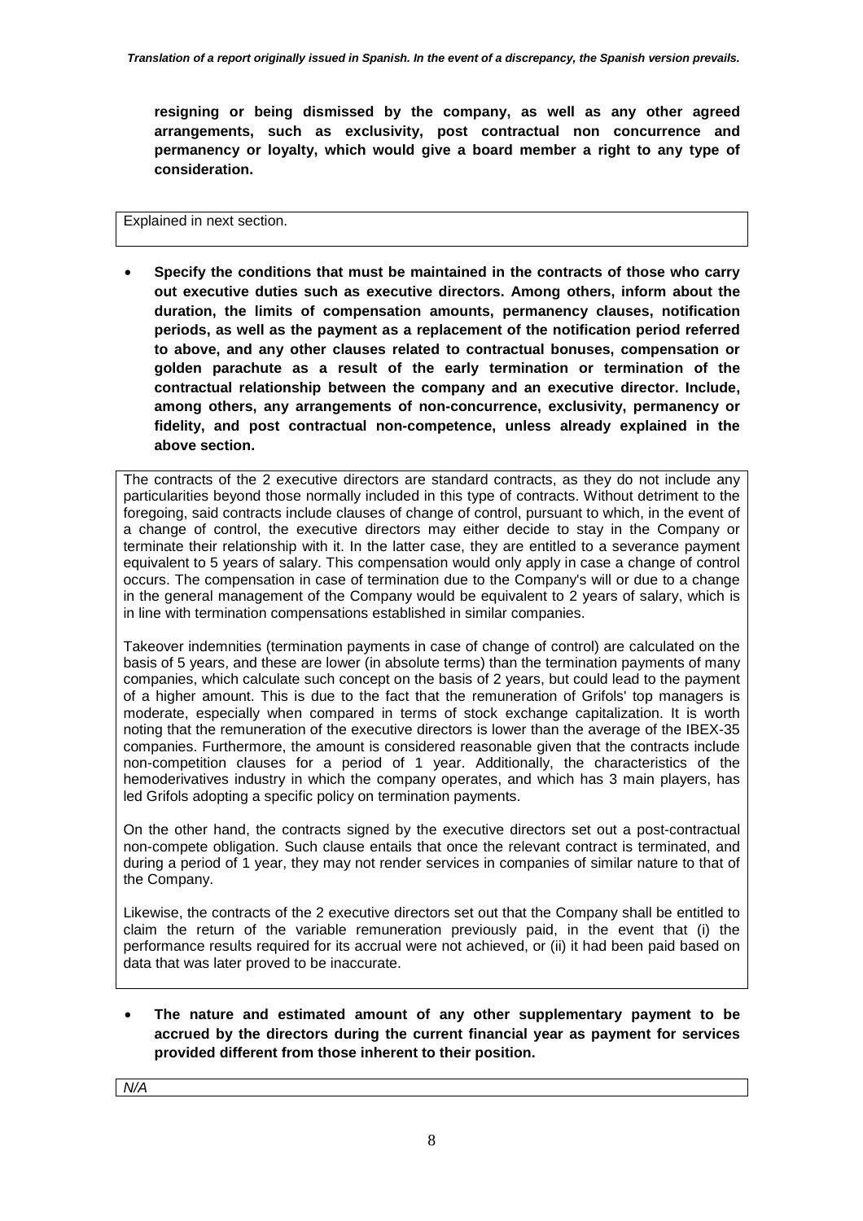**resigning or being dismissed by the company, as well as any other agreed arrangements, such as exclusivity, post contractual non concurrence and permanency or loyalty, which would give a board member a right to any type of consideration.**

Explained in next section.

- **Specify the conditions that must be maintained in the contracts of those who carry out executive duties such as executive directors. Among others, inform about the duration, the limits of compensation amounts, permanency clauses, notification periods, as well as the payment as a replacement of the notification period referred to above, and any other clauses related to contractual bonuses, compensation or golden parachute as a result of the early termination or termination of the contractual relationship between the company and an executive director. Include, among others, any arrangements of non-concurrence, exclusivity, permanency or fidelity, and post contractual non-competence, unless already explained in the above section.**

The contracts of the 2 executive directors are standard contracts, as they do not include any particularities beyond those normally included in this type of contracts. Without detriment to the foregoing, said contracts include clauses of change of control, pursuant to which, in the event of a change of control, the executive directors may either decide to stay in the Company or terminate their relationship with it. In the latter case, they are entitled to a severance payment equivalent to 5 years of salary. This compensation would only apply in case a change of control occurs. The compensation in case of termination due to the Company's will or due to a change in the general management of the Company would be equivalent to 2 years of salary, which is in line with termination compensations established in similar companies.

Takeover indemnities (termination payments in case of change of control) are calculated on the basis of 5 years, and these are lower (in absolute terms) than the termination payments of many companies, which calculate such concept on the basis of 2 years, but could lead to the payment of a higher amount. This is due to the fact that the remuneration of Grifols' top managers is moderate, especially when compared in terms of stock exchange capitalization. It is worth noting that the remuneration of the executive directors is lower than the average of the IBEX-35 companies. Furthermore, the amount is considered reasonable given that the contracts include non-competition clauses for a period of 1 year. Additionally, the characteristics of the hemoderivatives industry in which the company operates, and which has 3 main players, has led Grifols adopting a specific policy on termination payments.

On the other hand, the contracts signed by the executive directors set out a post-contractual non-compete obligation. Such clause entails that once the relevant contract is terminated, and during a period of 1 year, they may not render services in companies of similar nature to that of the Company.

Likewise, the contracts of the 2 executive directors set out that the Company shall be entitled to claim the return of the variable remuneration previously paid, in the event that (i) the performance results required for its accrual were not achieved, or (ii) it had been paid based on data that was later proved to be inaccurate.

- **The nature and estimated amount of any other supplementary payment to be accrued by the directors during the current financial year as payment for services provided different from those inherent to their position.**

*N/A*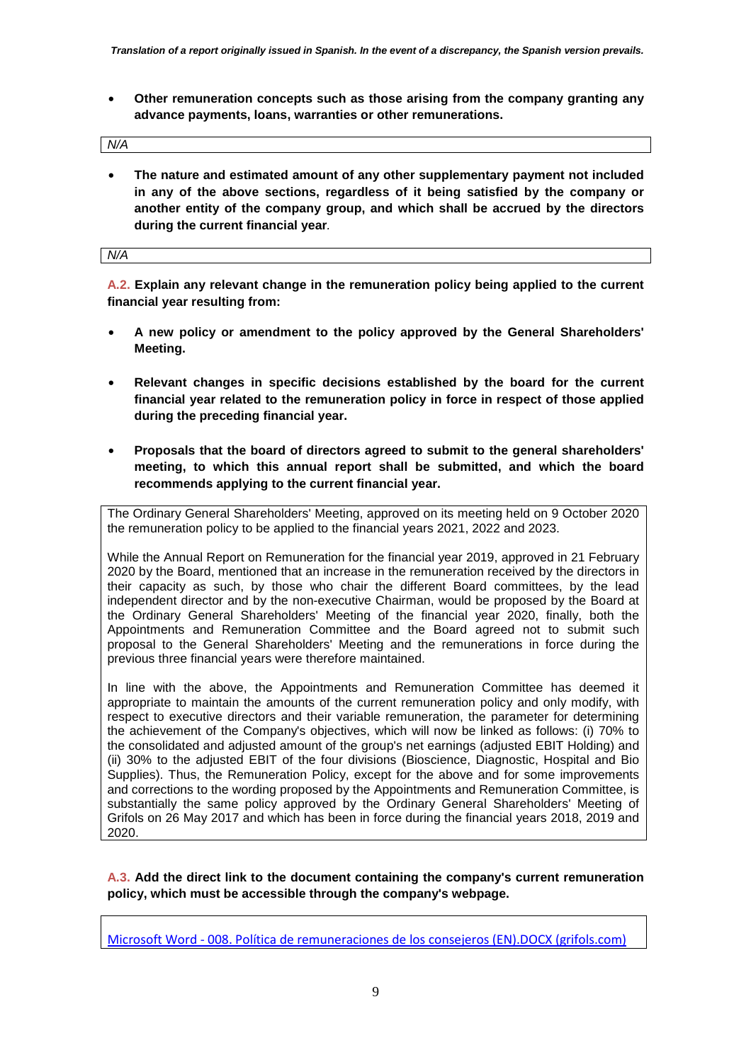- **Other remuneration concepts such as those arising from the company granting any advance payments, loans, warranties or other remunerations.**

*N/A*

- **The nature and estimated amount of any other supplementary payment not included in any of the above sections, regardless of it being satisfied by the company or another entity of the company group, and which shall be accrued by the directors during the current financial year**.

*N/A*

**A.2. Explain any relevant change in the remuneration policy being applied to the current financial year resulting from:**

- **A new policy or amendment to the policy approved by the General Shareholders' Meeting.**
- **Relevant changes in specific decisions established by the board for the current financial year related to the remuneration policy in force in respect of those applied during the preceding financial year.**
- **Proposals that the board of directors agreed to submit to the general shareholders' meeting, to which this annual report shall be submitted, and which the board recommends applying to the current financial year.**

The Ordinary General Shareholders' Meeting, approved on its meeting held on 9 October 2020 the remuneration policy to be applied to the financial years 2021, 2022 and 2023.

While the Annual Report on Remuneration for the financial year 2019, approved in 21 February 2020 by the Board, mentioned that an increase in the remuneration received by the directors in their capacity as such, by those who chair the different Board committees, by the lead independent director and by the non-executive Chairman, would be proposed by the Board at the Ordinary General Shareholders' Meeting of the financial year 2020, finally, both the Appointments and Remuneration Committee and the Board agreed not to submit such proposal to the General Shareholders' Meeting and the remunerations in force during the previous three financial years were therefore maintained.

In line with the above, the Appointments and Remuneration Committee has deemed it appropriate to maintain the amounts of the current remuneration policy and only modify, with respect to executive directors and their variable remuneration, the parameter for determining the achievement of the Company's objectives, which will now be linked as follows: (i) 70% to the consolidated and adjusted amount of the group's net earnings (adjusted EBIT Holding) and (ii) 30% to the adjusted EBIT of the four divisions (Bioscience, Diagnostic, Hospital and Bio Supplies). Thus, the Remuneration Policy, except for the above and for some improvements and corrections to the wording proposed by the Appointments and Remuneration Committee, is substantially the same policy approved by the Ordinary General Shareholders' Meeting of Grifols on 26 May 2017 and which has been in force during the financial years 2018, 2019 and 2020.

**A.3. Add the direct link to the document containing the company's current remuneration policy, which must be accessible through the company's webpage.**

Microsoft Word - 008. Política de remuneraciones de los consejeros (EN).DOCX (grifols.com)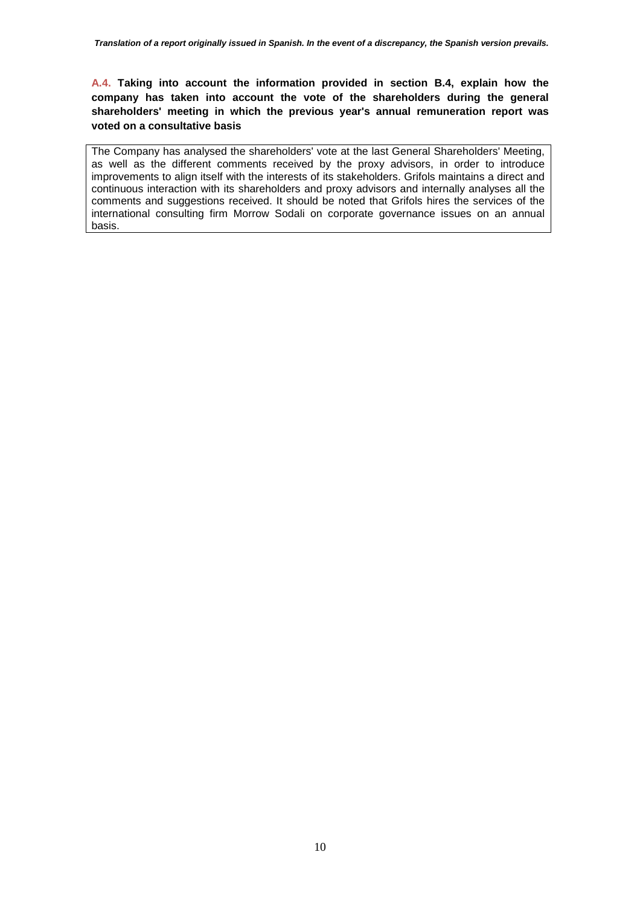**A.4. Taking into account the information provided in section B.4, explain how the company has taken into account the vote of the shareholders during the general shareholders' meeting in which the previous year's annual remuneration report was voted on a consultative basis**

The Company has analysed the shareholders' vote at the last General Shareholders' Meeting, as well as the different comments received by the proxy advisors, in order to introduce improvements to align itself with the interests of its stakeholders. Grifols maintains a direct and continuous interaction with its shareholders and proxy advisors and internally analyses all the comments and suggestions received. It should be noted that Grifols hires the services of the international consulting firm Morrow Sodali on corporate governance issues on an annual basis.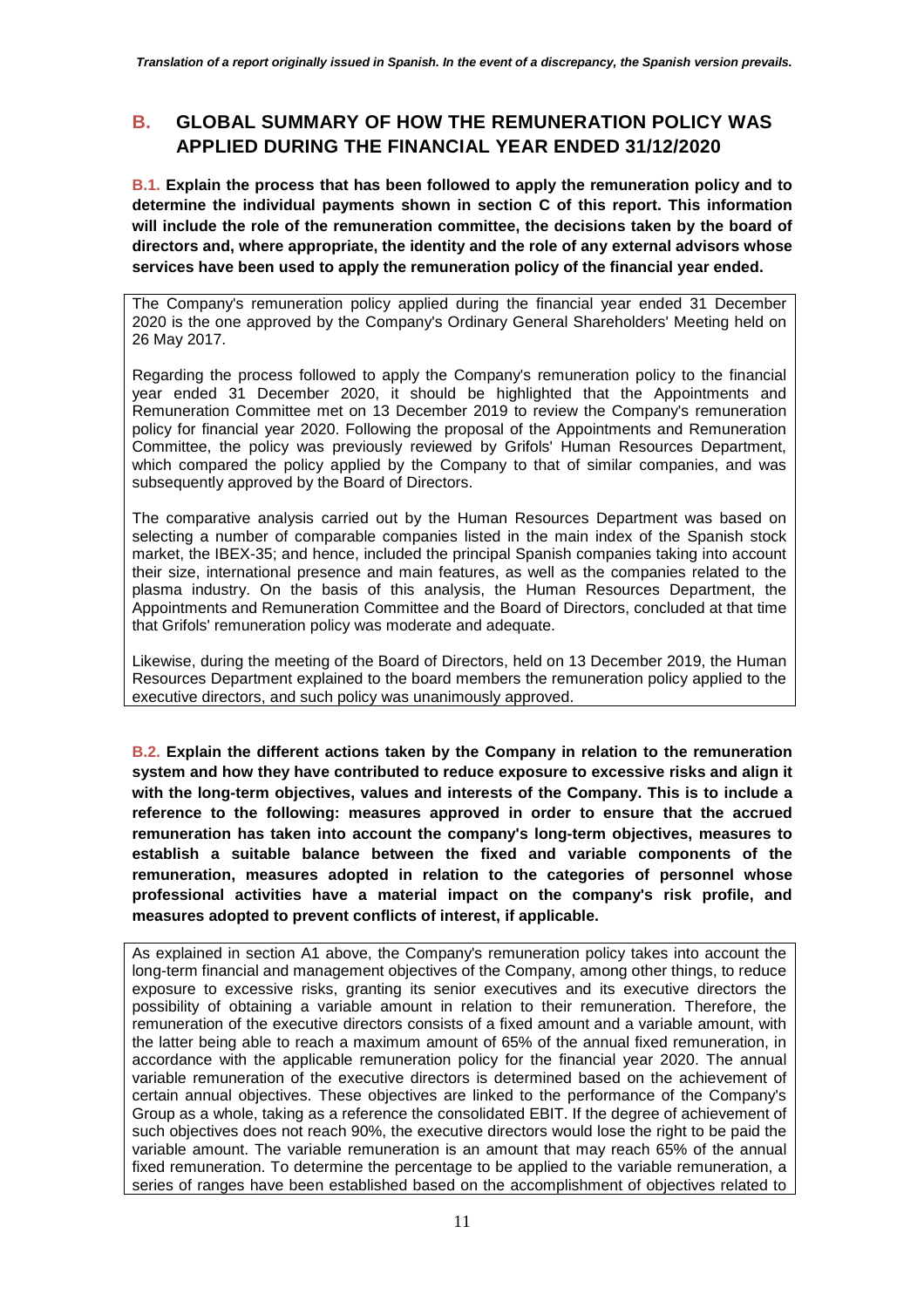*Translation of a report originally issued in Spanish. In the event of a discrepancy, the Spanish version prevails.*

## B. GLOBAL SUMMARY OF HOW THE REMUNERATION POLICY WAS APPLIED DURING THE FINANCIAL YEAR ENDED 31/12/2020

**B.1. Explain the process that has been followed to apply the remuneration policy and to determine the individual payments shown in section C of this report. This information will include the role of the remuneration committee, the decisions taken by the board of directors and, where appropriate, the identity and the role of any external advisors whose services have been used to apply the remuneration policy of the financial year ended.**

The Company's remuneration policy applied during the financial year ended 31 December 2020 is the one approved by the Company's Ordinary General Shareholders' Meeting held on 26 May 2017.

Regarding the process followed to apply the Company's remuneration policy to the financial year ended 31 December 2020, it should be highlighted that the Appointments and Remuneration Committee met on 13 December 2019 to review the Company's remuneration policy for financial year 2020. Following the proposal of the Appointments and Remuneration Committee, the policy was previously reviewed by Grifols' Human Resources Department, which compared the policy applied by the Company to that of similar companies, and was subsequently approved by the Board of Directors.

The comparative analysis carried out by the Human Resources Department was based on selecting a number of comparable companies listed in the main index of the Spanish stock market, the IBEX-35; and hence, included the principal Spanish companies taking into account their size, international presence and main features, as well as the companies related to the plasma industry. On the basis of this analysis, the Human Resources Department, the Appointments and Remuneration Committee and the Board of Directors, concluded at that time that Grifols' remuneration policy was moderate and adequate.

Likewise, during the meeting of the Board of Directors, held on 13 December 2019, the Human Resources Department explained to the board members the remuneration policy applied to the executive directors, and such policy was unanimously approved.

**B.2. Explain the different actions taken by the Company in relation to the remuneration system and how they have contributed to reduce exposure to excessive risks and align it with the long-term objectives, values and interests of the Company. This is to include a reference to the following: measures approved in order to ensure that the accrued remuneration has taken into account the company's long-term objectives, measures to establish a suitable balance between the fixed and variable components of the remuneration, measures adopted in relation to the categories of personnel whose professional activities have a material impact on the company's risk profile, and measures adopted to prevent conflicts of interest, if applicable.**

As explained in section A1 above, the Company's remuneration policy takes into account the long-term financial and management objectives of the Company, among other things, to reduce exposure to excessive risks, granting its senior executives and its executive directors the possibility of obtaining a variable amount in relation to their remuneration. Therefore, the remuneration of the executive directors consists of a fixed amount and a variable amount, with the latter being able to reach a maximum amount of 65% of the annual fixed remuneration, in accordance with the applicable remuneration policy for the financial year 2020. The annual variable remuneration of the executive directors is determined based on the achievement of certain annual objectives. These objectives are linked to the performance of the Company's Group as a whole, taking as a reference the consolidated EBIT. If the degree of achievement of such objectives does not reach 90%, the executive directors would lose the right to be paid the variable amount. The variable remuneration is an amount that may reach 65% of the annual fixed remuneration. To determine the percentage to be applied to the variable remuneration, a series of ranges have been established based on the accomplishment of objectives related to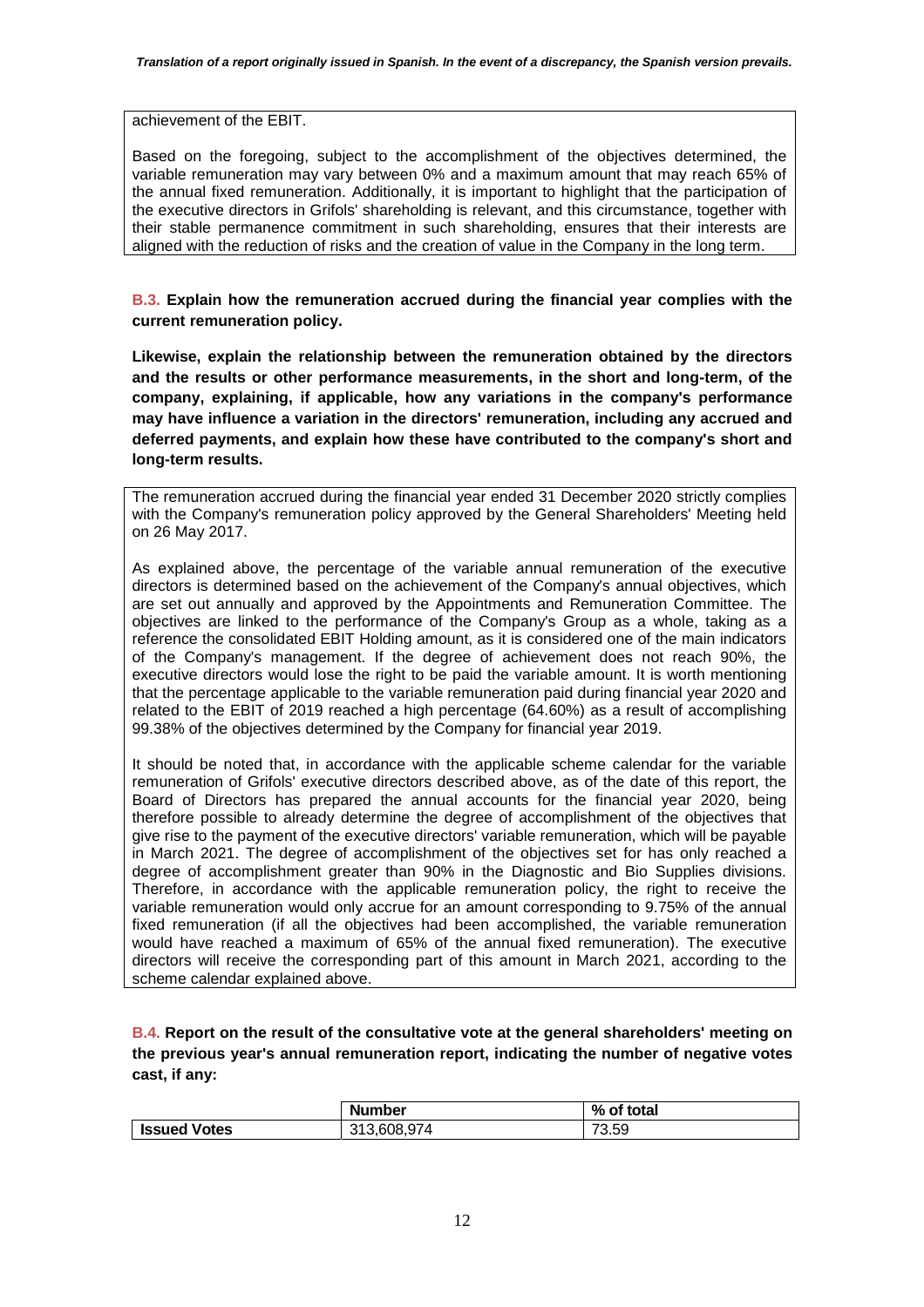achievement of the EBIT.

Based on the foregoing, subject to the accomplishment of the objectives determined, the variable remuneration may vary between 0% and a maximum amount that may reach 65% of the annual fixed remuneration. Additionally, it is important to highlight that the participation of the executive directors in Grifols' shareholding is relevant, and this circumstance, together with their stable permanence commitment in such shareholding, ensures that their interests are aligned with the reduction of risks and the creation of value in the Company in the long term.

**B.3. Explain how the remuneration accrued during the financial year complies with the current remuneration policy.**

**Likewise, explain the relationship between the remuneration obtained by the directors and the results or other performance measurements, in the short and long-term, of the company, explaining, if applicable, how any variations in the company's performance may have influence a variation in the directors' remuneration, including any accrued and deferred payments, and explain how these have contributed to the company's short and long-term results.**

The remuneration accrued during the financial year ended 31 December 2020 strictly complies with the Company's remuneration policy approved by the General Shareholders' Meeting held on 26 May 2017.

As explained above, the percentage of the variable annual remuneration of the executive directors is determined based on the achievement of the Company's annual objectives, which are set out annually and approved by the Appointments and Remuneration Committee. The objectives are linked to the performance of the Company's Group as a whole, taking as a reference the consolidated EBIT Holding amount, as it is considered one of the main indicators of the Company's management. If the degree of achievement does not reach 90%, the executive directors would lose the right to be paid the variable amount. It is worth mentioning that the percentage applicable to the variable remuneration paid during financial year 2020 and related to the EBIT of 2019 reached a high percentage (64.60%) as a result of accomplishing 99.38% of the objectives determined by the Company for financial year 2019.

It should be noted that, in accordance with the applicable scheme calendar for the variable remuneration of Grifols' executive directors described above, as of the date of this report, the Board of Directors has prepared the annual accounts for the financial year 2020, being therefore possible to already determine the degree of accomplishment of the objectives that give rise to the payment of the executive directors' variable remuneration, which will be payable in March 2021. The degree of accomplishment of the objectives set for has only reached a degree of accomplishment greater than 90% in the Diagnostic and Bio Supplies divisions. Therefore, in accordance with the applicable remuneration policy, the right to receive the variable remuneration would only accrue for an amount corresponding to 9.75% of the annual fixed remuneration (if all the objectives had been accomplished, the variable remuneration would have reached a maximum of 65% of the annual fixed remuneration). The executive directors will receive the corresponding part of this amount in March 2021, according to the scheme calendar explained above.

**B.4. Report on the result of the consultative vote at the general shareholders' meeting on the previous year's annual remuneration report, indicating the number of negative votes cast, if any:**

| | Number | % of total |
|---|---|---|
| **Issued Votes** | 313,608,974 | 73.59 |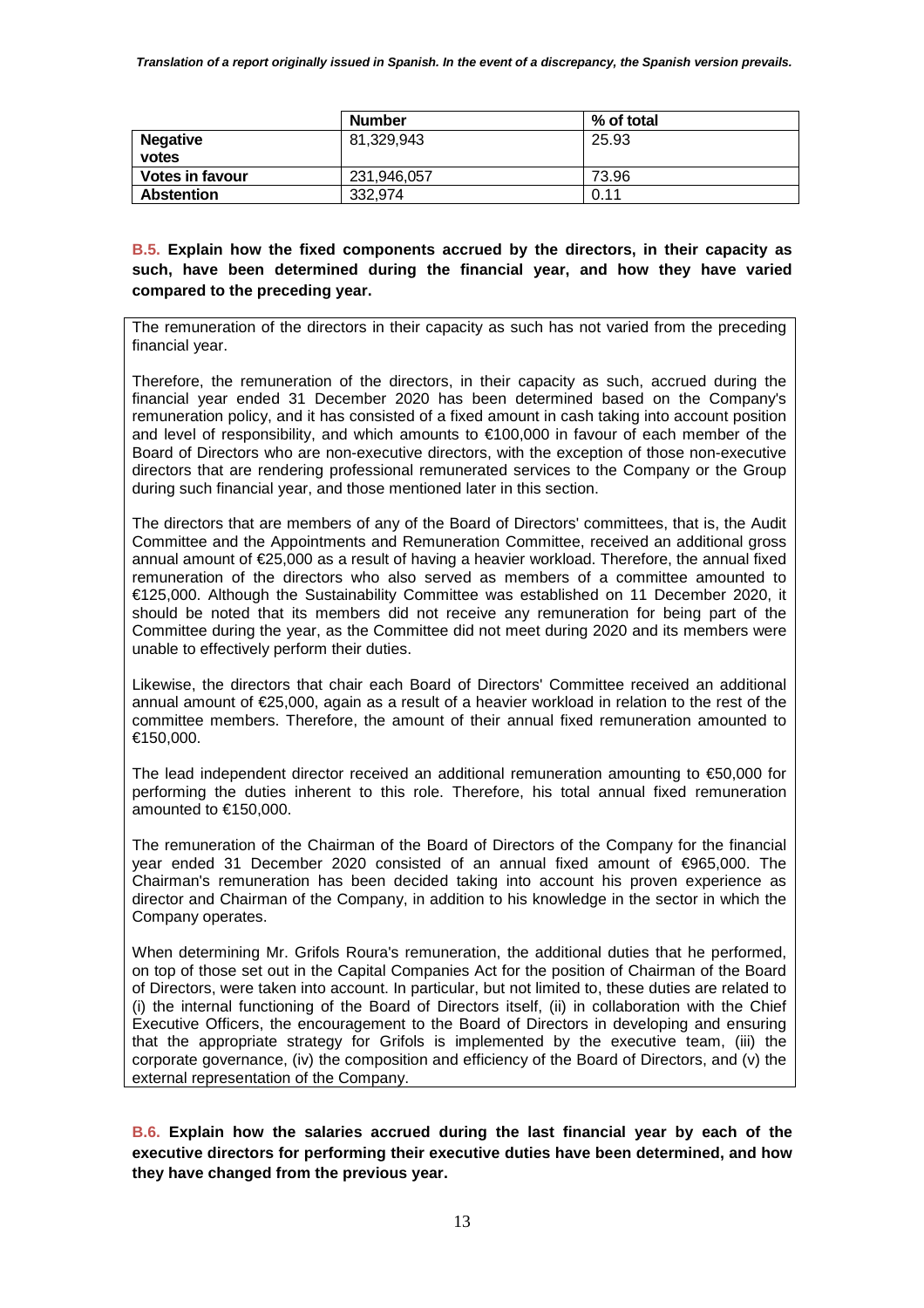| | Number | % of total |
|---|---|---|
| **Negative votes** | 81,329,943 | 25.93 |
| **Votes in favour** | 231,946,057 | 73.96 |
| **Abstention** | 332,974 | 0.11 |

**B.5. Explain how the fixed components accrued by the directors, in their capacity as such, have been determined during the financial year, and how they have varied compared to the preceding year.**

The remuneration of the directors in their capacity as such has not varied from the preceding financial year.

Therefore, the remuneration of the directors, in their capacity as such, accrued during the financial year ended 31 December 2020 has been determined based on the Company's remuneration policy, and it has consisted of a fixed amount in cash taking into account position and level of responsibility, and which amounts to €100,000 in favour of each member of the Board of Directors who are non-executive directors, with the exception of those non-executive directors that are rendering professional remunerated services to the Company or the Group during such financial year, and those mentioned later in this section.

The directors that are members of any of the Board of Directors' committees, that is, the Audit Committee and the Appointments and Remuneration Committee, received an additional gross annual amount of €25,000 as a result of having a heavier workload. Therefore, the annual fixed remuneration of the directors who also served as members of a committee amounted to €125,000. Although the Sustainability Committee was established on 11 December 2020, it should be noted that its members did not receive any remuneration for being part of the Committee during the year, as the Committee did not meet during 2020 and its members were unable to effectively perform their duties.

Likewise, the directors that chair each Board of Directors' Committee received an additional annual amount of €25,000, again as a result of a heavier workload in relation to the rest of the committee members. Therefore, the amount of their annual fixed remuneration amounted to €150,000.

The lead independent director received an additional remuneration amounting to €50,000 for performing the duties inherent to this role. Therefore, his total annual fixed remuneration amounted to €150,000.

The remuneration of the Chairman of the Board of Directors of the Company for the financial year ended 31 December 2020 consisted of an annual fixed amount of €965,000. The Chairman's remuneration has been decided taking into account his proven experience as director and Chairman of the Company, in addition to his knowledge in the sector in which the Company operates.

When determining Mr. Grifols Roura's remuneration, the additional duties that he performed, on top of those set out in the Capital Companies Act for the position of Chairman of the Board of Directors, were taken into account. In particular, but not limited to, these duties are related to (i) the internal functioning of the Board of Directors itself, (ii) in collaboration with the Chief Executive Officers, the encouragement to the Board of Directors in developing and ensuring that the appropriate strategy for Grifols is implemented by the executive team, (iii) the corporate governance, (iv) the composition and efficiency of the Board of Directors, and (v) the external representation of the Company.

**B.6. Explain how the salaries accrued during the last financial year by each of the executive directors for performing their executive duties have been determined, and how they have changed from the previous year.**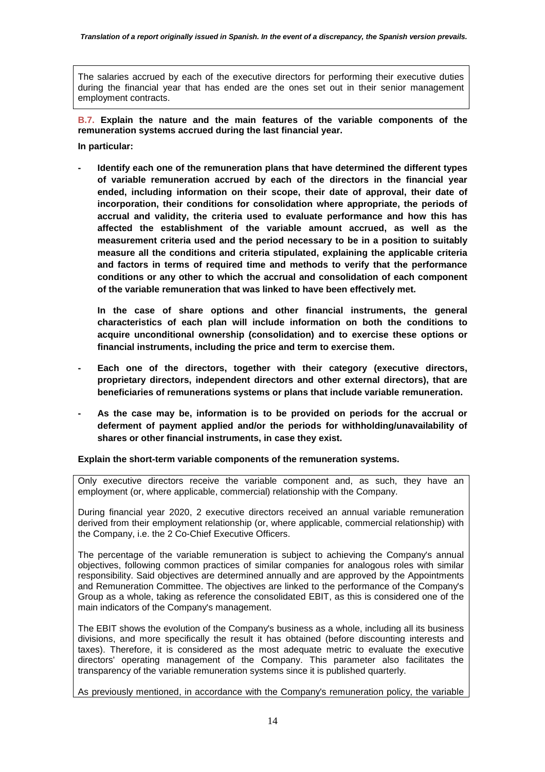The salaries accrued by each of the executive directors for performing their executive duties during the financial year that has ended are the ones set out in their senior management employment contracts.

**B.7. Explain the nature and the main features of the variable components of the remuneration systems accrued during the last financial year.**

**In particular:**

- **Identify each one of the remuneration plans that have determined the different types of variable remuneration accrued by each of the directors in the financial year ended, including information on their scope, their date of approval, their date of incorporation, their conditions for consolidation where appropriate, the periods of accrual and validity, the criteria used to evaluate performance and how this has affected the establishment of the variable amount accrued, as well as the measurement criteria used and the period necessary to be in a position to suitably measure all the conditions and criteria stipulated, explaining the applicable criteria and factors in terms of required time and methods to verify that the performance conditions or any other to which the accrual and consolidation of each component of the variable remuneration that was linked to have been effectively met.**

  **In the case of share options and other financial instruments, the general characteristics of each plan will include information on both the conditions to acquire unconditional ownership (consolidation) and to exercise these options or financial instruments, including the price and term to exercise them.**

- **Each one of the directors, together with their category (executive directors, proprietary directors, independent directors and other external directors), that are beneficiaries of remunerations systems or plans that include variable remuneration.**

- **As the case may be, information is to be provided on periods for the accrual or deferment of payment applied and/or the periods for withholding/unavailability of shares or other financial instruments, in case they exist.**

**Explain the short-term variable components of the remuneration systems.**

Only executive directors receive the variable component and, as such, they have an employment (or, where applicable, commercial) relationship with the Company.

During financial year 2020, 2 executive directors received an annual variable remuneration derived from their employment relationship (or, where applicable, commercial relationship) with the Company, i.e. the 2 Co-Chief Executive Officers.

The percentage of the variable remuneration is subject to achieving the Company's annual objectives, following common practices of similar companies for analogous roles with similar responsibility. Said objectives are determined annually and are approved by the Appointments and Remuneration Committee. The objectives are linked to the performance of the Company's Group as a whole, taking as reference the consolidated EBIT, as this is considered one of the main indicators of the Company's management.

The EBIT shows the evolution of the Company's business as a whole, including all its business divisions, and more specifically the result it has obtained (before discounting interests and taxes). Therefore, it is considered as the most adequate metric to evaluate the executive directors' operating management of the Company. This parameter also facilitates the transparency of the variable remuneration systems since it is published quarterly.

As previously mentioned, in accordance with the Company's remuneration policy, the variable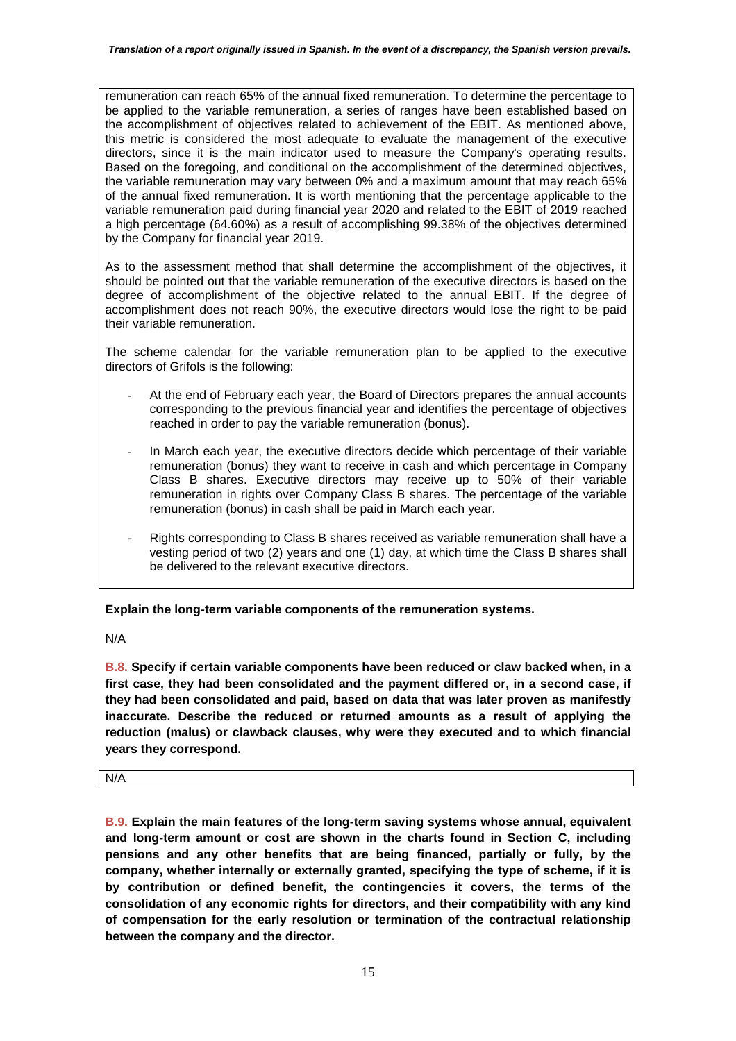remuneration can reach 65% of the annual fixed remuneration. To determine the percentage to be applied to the variable remuneration, a series of ranges have been established based on the accomplishment of objectives related to achievement of the EBIT. As mentioned above, this metric is considered the most adequate to evaluate the management of the executive directors, since it is the main indicator used to measure the Company's operating results. Based on the foregoing, and conditional on the accomplishment of the determined objectives, the variable remuneration may vary between 0% and a maximum amount that may reach 65% of the annual fixed remuneration. It is worth mentioning that the percentage applicable to the variable remuneration paid during financial year 2020 and related to the EBIT of 2019 reached a high percentage (64.60%) as a result of accomplishing 99.38% of the objectives determined by the Company for financial year 2019.

As to the assessment method that shall determine the accomplishment of the objectives, it should be pointed out that the variable remuneration of the executive directors is based on the degree of accomplishment of the objective related to the annual EBIT. If the degree of accomplishment does not reach 90%, the executive directors would lose the right to be paid their variable remuneration.

The scheme calendar for the variable remuneration plan to be applied to the executive directors of Grifols is the following:

- At the end of February each year, the Board of Directors prepares the annual accounts corresponding to the previous financial year and identifies the percentage of objectives reached in order to pay the variable remuneration (bonus).
- In March each year, the executive directors decide which percentage of their variable remuneration (bonus) they want to receive in cash and which percentage in Company Class B shares. Executive directors may receive up to 50% of their variable remuneration in rights over Company Class B shares. The percentage of the variable remuneration (bonus) in cash shall be paid in March each year.
- Rights corresponding to Class B shares received as variable remuneration shall have a vesting period of two (2) years and one (1) day, at which time the Class B shares shall be delivered to the relevant executive directors.

**Explain the long-term variable components of the remuneration systems.**

N/A

**B.8. Specify if certain variable components have been reduced or claw backed when, in a first case, they had been consolidated and the payment differed or, in a second case, if they had been consolidated and paid, based on data that was later proven as manifestly inaccurate. Describe the reduced or returned amounts as a result of applying the reduction (malus) or clawback clauses, why were they executed and to which financial years they correspond.**

N/A

**B.9. Explain the main features of the long-term saving systems whose annual, equivalent and long-term amount or cost are shown in the charts found in Section C, including pensions and any other benefits that are being financed, partially or fully, by the company, whether internally or externally granted, specifying the type of scheme, if it is by contribution or defined benefit, the contingencies it covers, the terms of the consolidation of any economic rights for directors, and their compatibility with any kind of compensation for the early resolution or termination of the contractual relationship between the company and the director.**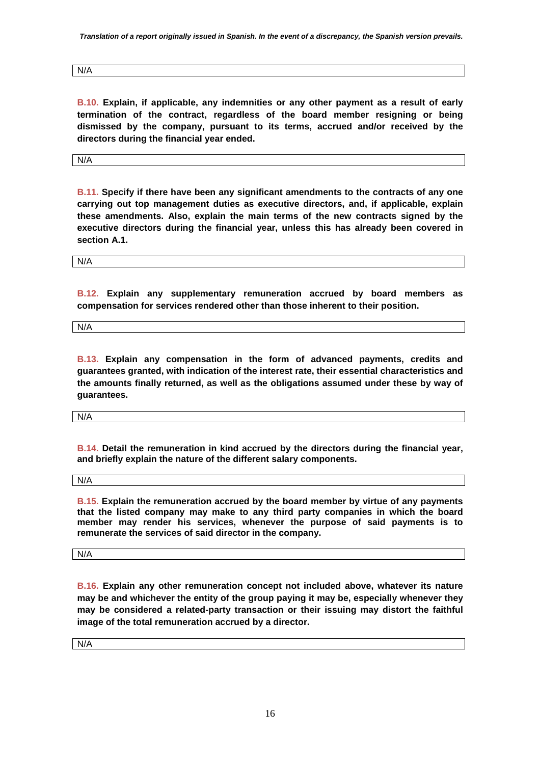N/A

**B.10. Explain, if applicable, any indemnities or any other payment as a result of early termination of the contract, regardless of the board member resigning or being dismissed by the company, pursuant to its terms, accrued and/or received by the directors during the financial year ended.**

N/A

**B.11. Specify if there have been any significant amendments to the contracts of any one carrying out top management duties as executive directors, and, if applicable, explain these amendments. Also, explain the main terms of the new contracts signed by the executive directors during the financial year, unless this has already been covered in section A.1.**

N/A

**B.12. Explain any supplementary remuneration accrued by board members as compensation for services rendered other than those inherent to their position.**

N/A

**B.13. Explain any compensation in the form of advanced payments, credits and guarantees granted, with indication of the interest rate, their essential characteristics and the amounts finally returned, as well as the obligations assumed under these by way of guarantees.**

N/A

**B.14. Detail the remuneration in kind accrued by the directors during the financial year, and briefly explain the nature of the different salary components.**

N/A

**B.15. Explain the remuneration accrued by the board member by virtue of any payments that the listed company may make to any third party companies in which the board member may render his services, whenever the purpose of said payments is to remunerate the services of said director in the company.**

N/A

**B.16. Explain any other remuneration concept not included above, whatever its nature may be and whichever the entity of the group paying it may be, especially whenever they may be considered a related-party transaction or their issuing may distort the faithful image of the total remuneration accrued by a director.**

N/A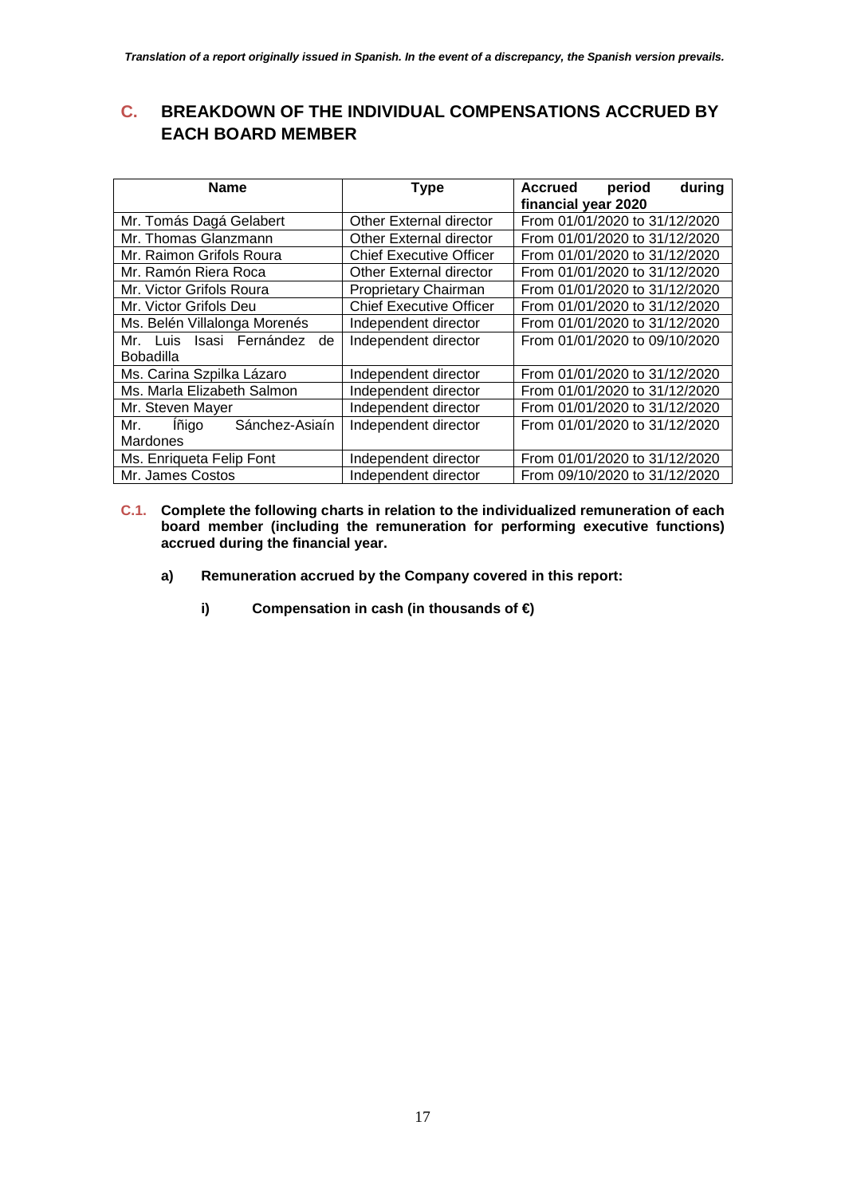*Translation of a report originally issued in Spanish. In the event of a discrepancy, the Spanish version prevails.*

## C. BREAKDOWN OF THE INDIVIDUAL COMPENSATIONS ACCRUED BY EACH BOARD MEMBER

| Name | Type | Accrued period during financial year 2020 |
|---|---|---|
| Mr. Tomás Dagá Gelabert | Other External director | From 01/01/2020 to 31/12/2020 |
| Mr. Thomas Glanzmann | Other External director | From 01/01/2020 to 31/12/2020 |
| Mr. Raimon Grifols Roura | Chief Executive Officer | From 01/01/2020 to 31/12/2020 |
| Mr. Ramón Riera Roca | Other External director | From 01/01/2020 to 31/12/2020 |
| Mr. Victor Grifols Roura | Proprietary Chairman | From 01/01/2020 to 31/12/2020 |
| Mr. Victor Grifols Deu | Chief Executive Officer | From 01/01/2020 to 31/12/2020 |
| Ms. Belén Villalonga Morenés | Independent director | From 01/01/2020 to 31/12/2020 |
| Mr. Luis Isasi Fernández de Bobadilla | Independent director | From 01/01/2020 to 09/10/2020 |
| Ms. Carina Szpilka Lázaro | Independent director | From 01/01/2020 to 31/12/2020 |
| Ms. Marla Elizabeth Salmon | Independent director | From 01/01/2020 to 31/12/2020 |
| Mr. Steven Mayer | Independent director | From 01/01/2020 to 31/12/2020 |
| Mr. Íñigo Sánchez-Asiaín Mardones | Independent director | From 01/01/2020 to 31/12/2020 |
| Ms. Enriqueta Felip Font | Independent director | From 01/01/2020 to 31/12/2020 |
| Mr. James Costos | Independent director | From 09/10/2020 to 31/12/2020 |

**C.1. Complete the following charts in relation to the individualized remuneration of each board member (including the remuneration for performing executive functions) accrued during the financial year.**

**a) Remuneration accrued by the Company covered in this report:**

**i) Compensation in cash (in thousands of €)**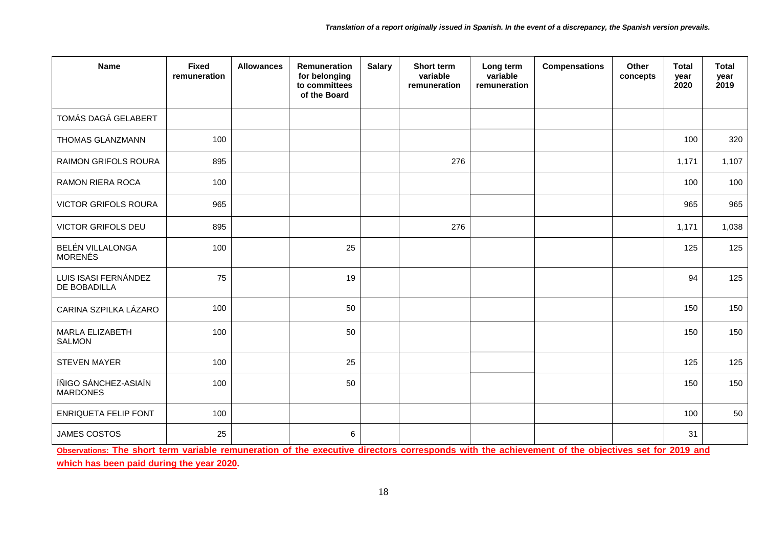*Translation of a report originally issued in Spanish. In the event of a discrepancy, the Spanish version prevails.*

| Name | Fixed remuneration | Allowances | Remuneration for belonging to committees of the Board | Salary | Short term variable remuneration | Long term variable remuneration | Compensations | Other concepts | Total year 2020 | Total year 2019 |
|---|---|---|---|---|---|---|---|---|---|---|
| TOMÁS DAGÁ GELABERT | | | | | | | | | | |
| THOMAS GLANZMANN | 100 | | | | | | | | 100 | 320 |
| RAIMON GRIFOLS ROURA | 895 | | | | 276 | | | | 1,171 | 1,107 |
| RAMON RIERA ROCA | 100 | | | | | | | | 100 | 100 |
| VICTOR GRIFOLS ROURA | 965 | | | | | | | | 965 | 965 |
| VICTOR GRIFOLS DEU | 895 | | | | 276 | | | | 1,171 | 1,038 |
| BELÉN VILLALONGA MORENÉS | 100 | | 25 | | | | | | 125 | 125 |
| LUIS ISASI FERNÁNDEZ DE BOBADILLA | 75 | | 19 | | | | | | 94 | 125 |
| CARINA SZPILKA LÁZARO | 100 | | 50 | | | | | | 150 | 150 |
| MARLA ELIZABETH SALMON | 100 | | 50 | | | | | | 150 | 150 |
| STEVEN MAYER | 100 | | 25 | | | | | | 125 | 125 |
| ÍÑIGO SÁNCHEZ-ASIAÍN MARDONES | 100 | | 50 | | | | | | 150 | 150 |
| ENRIQUETA FELIP FONT | 100 | | | | | | | | 100 | 50 |
| JAMES COSTOS | 25 | | 6 | | | | | | 31 | |

**Observations: The short term variable remuneration of the executive directors corresponds with the achievement of the objectives set for 2019 and which has been paid during the year 2020.**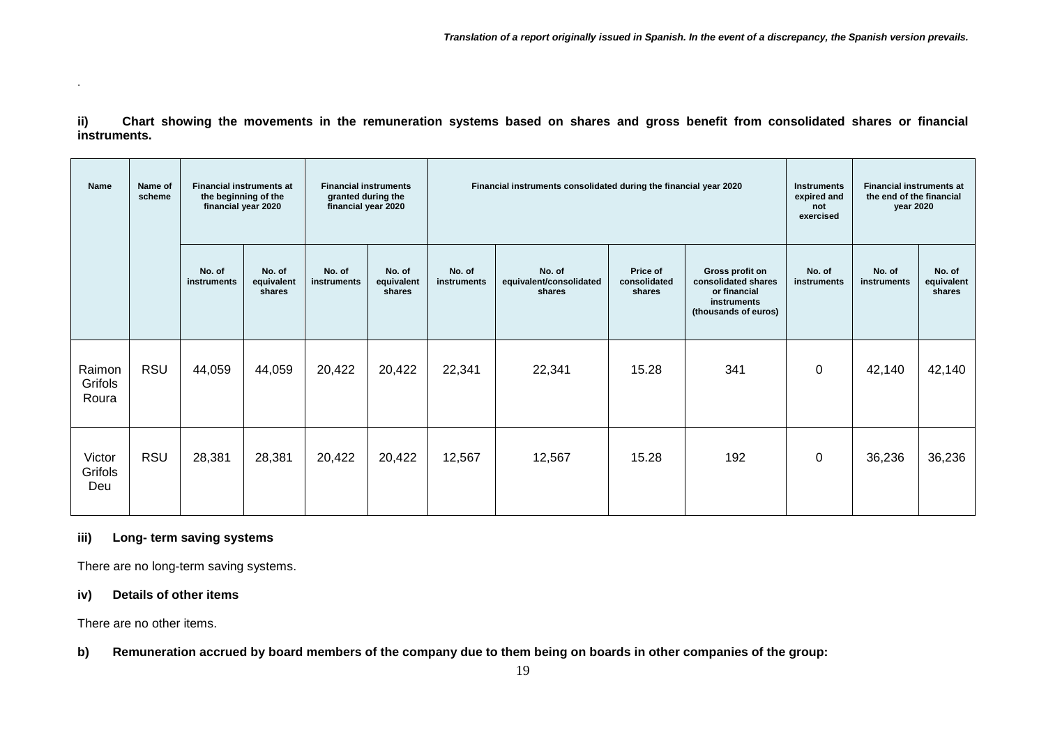*Translation of a report originally issued in Spanish. In the event of a discrepancy, the Spanish version prevails.*

.

**ii) Chart showing the movements in the remuneration systems based on shares and gross benefit from consolidated shares or financial instruments.**

| Name | Name of scheme | Financial instruments at the beginning of the financial year 2020 | | Financial instruments granted during the financial year 2020 | | Financial instruments consolidated during the financial year 2020 | | | | Instruments expired and not exercised | Financial instruments at the end of the financial year 2020 | |
|---|---|---|---|---|---|---|---|---|---|---|---|---|
| | | No. of instruments | No. of equivalent shares | No. of instruments | No. of equivalent shares | No. of instruments | No. of equivalent/consolidated shares | Price of consolidated shares | Gross profit on consolidated shares or financial instruments (thousands of euros) | No. of instruments | No. of instruments | No. of equivalent shares |
| Raimon Grifols Roura | RSU | 44,059 | 44,059 | 20,422 | 20,422 | 22,341 | 22,341 | 15.28 | 341 | 0 | 42,140 | 42,140 |
| Victor Grifols Deu | RSU | 28,381 | 28,381 | 20,422 | 20,422 | 12,567 | 12,567 | 15.28 | 192 | 0 | 36,236 | 36,236 |

**iii) Long- term saving systems**

There are no long-term saving systems.

**iv) Details of other items**

There are no other items.

**b) Remuneration accrued by board members of the company due to them being on boards in other companies of the group:**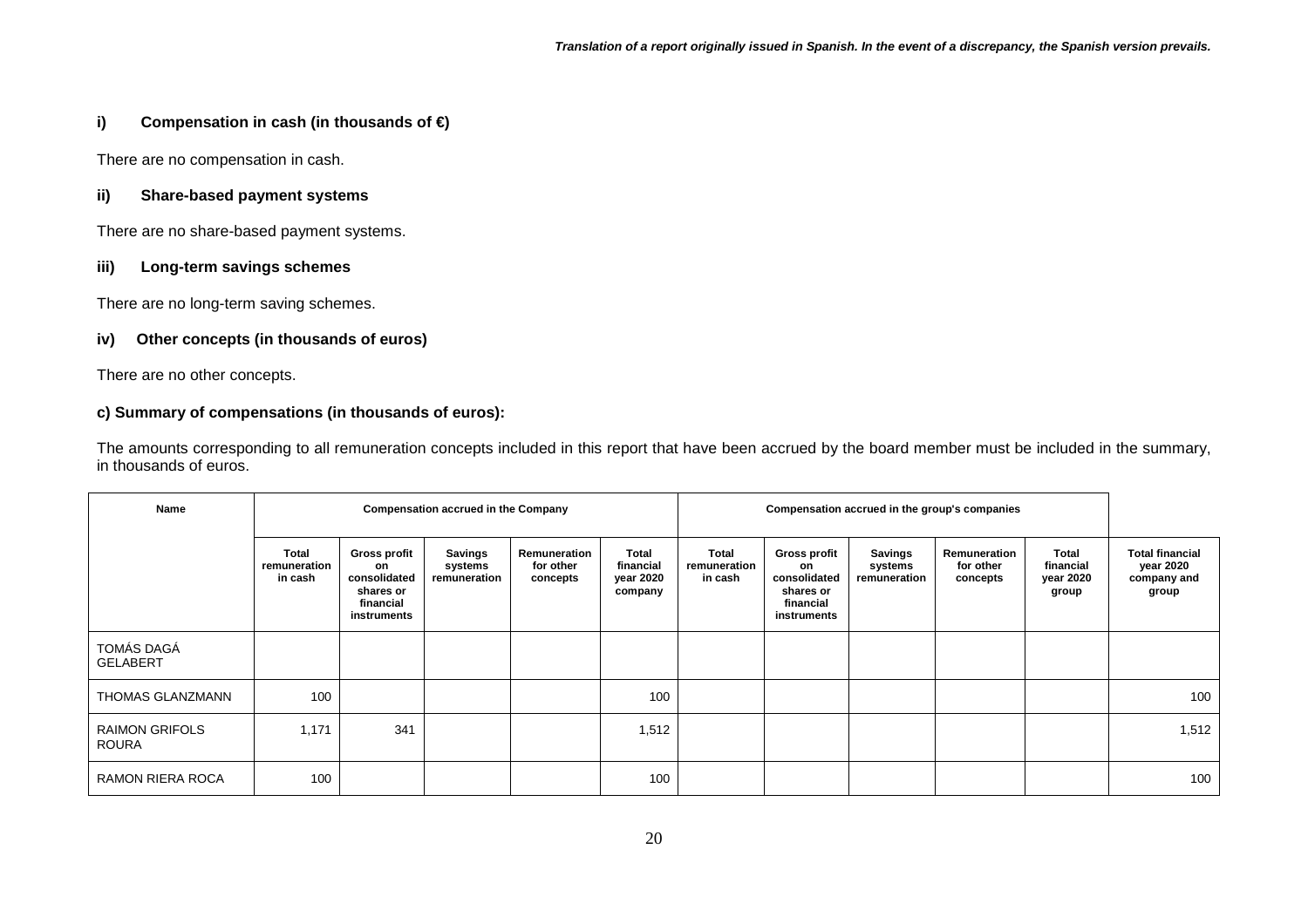#### i) Compensation in cash (in thousands of €)

There are no compensation in cash.

#### ii) Share-based payment systems

There are no share-based payment systems.

#### iii) Long-term savings schemes

There are no long-term saving schemes.

#### iv) Other concepts (in thousands of euros)

There are no other concepts.

#### c) Summary of compensations (in thousands of euros):

The amounts corresponding to all remuneration concepts included in this report that have been accrued by the board member must be included in the summary, in thousands of euros.

| Name | Compensation accrued in the Company | | | | | Compensation accrued in the group's companies | | | | | |
|---|---|---|---|---|---|---|---|---|---|---|---|
| | Total remuneration in cash | Gross profit on consolidated shares or financial instruments | Savings systems remuneration | Remuneration for other concepts | Total financial year 2020 company | Total remuneration in cash | Gross profit on consolidated shares or financial instruments | Savings systems remuneration | Remuneration for other concepts | Total financial year 2020 group | Total financial year 2020 company and group |
| TOMÁS DAGÁ GELABERT | | | | | | | | | | | |
| THOMAS GLANZMANN | 100 | | | | 100 | | | | | | 100 |
| RAIMON GRIFOLS ROURA | 1,171 | 341 | | | 1,512 | | | | | | 1,512 |
| RAMON RIERA ROCA | 100 | | | | 100 | | | | | | 100 |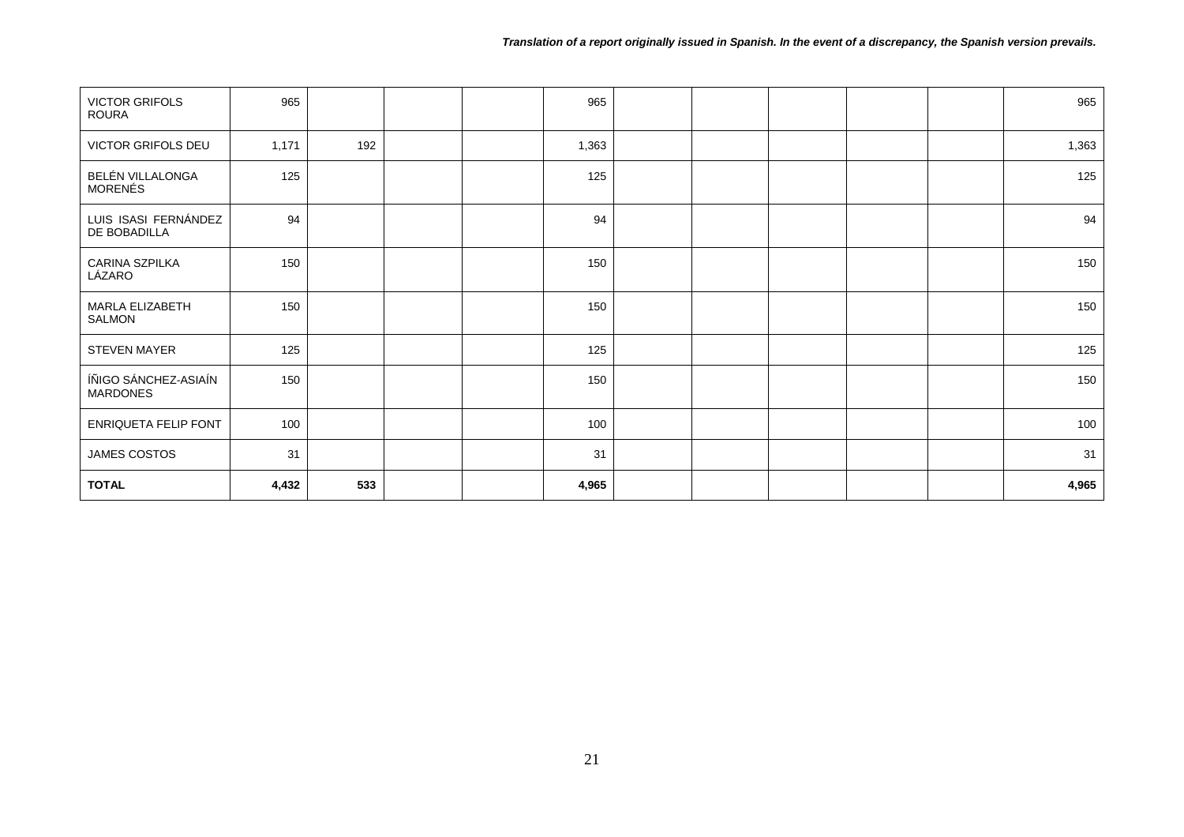| | | | | | | | | | | | |
|---|---|---|---|---|---|---|---|---|---|---|---|
| VICTOR GRIFOLS ROURA | 965 | | | | 965 | | | | | | 965 |
| VICTOR GRIFOLS DEU | 1,171 | 192 | | | 1,363 | | | | | | 1,363 |
| BELÉN VILLALONGA MORENÉS | 125 | | | | 125 | | | | | | 125 |
| LUIS ISASI FERNÁNDEZ DE BOBADILLA | 94 | | | | 94 | | | | | | 94 |
| CARINA SZPILKA LÁZARO | 150 | | | | 150 | | | | | | 150 |
| MARLA ELIZABETH SALMON | 150 | | | | 150 | | | | | | 150 |
| STEVEN MAYER | 125 | | | | 125 | | | | | | 125 |
| ÍÑIGO SÁNCHEZ-ASIAÍN MARDONES | 150 | | | | 150 | | | | | | 150 |
| ENRIQUETA FELIP FONT | 100 | | | | 100 | | | | | | 100 |
| JAMES COSTOS | 31 | | | | 31 | | | | | | 31 |
| **TOTAL** | **4,432** | **533** | | | **4,965** | | | | | | **4,965** |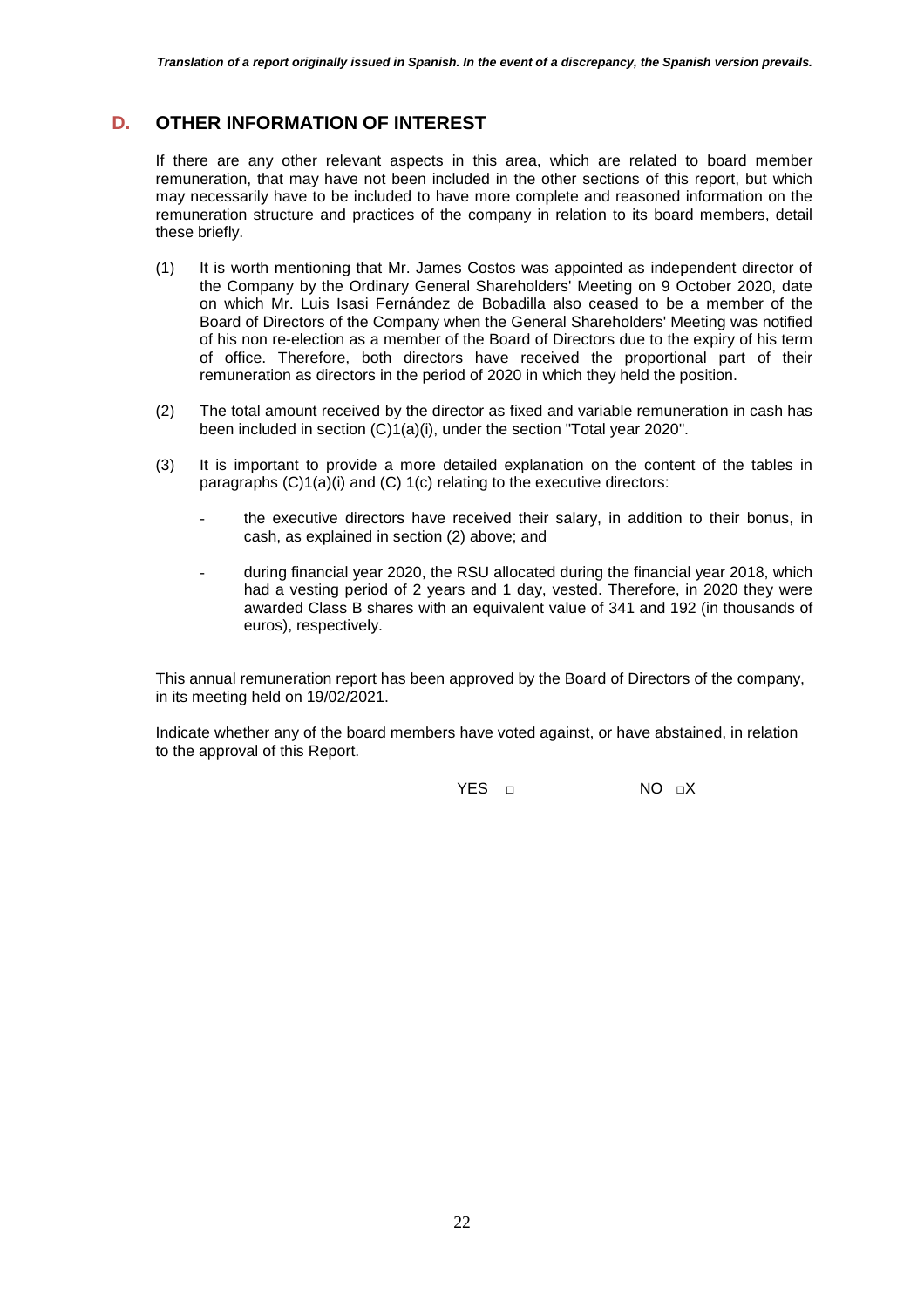## D. OTHER INFORMATION OF INTEREST

If there are any other relevant aspects in this area, which are related to board member remuneration, that may have not been included in the other sections of this report, but which may necessarily have to be included to have more complete and reasoned information on the remuneration structure and practices of the company in relation to its board members, detail these briefly.

(1) It is worth mentioning that Mr. James Costos was appointed as independent director of the Company by the Ordinary General Shareholders' Meeting on 9 October 2020, date on which Mr. Luis Isasi Fernández de Bobadilla also ceased to be a member of the Board of Directors of the Company when the General Shareholders' Meeting was notified of his non re-election as a member of the Board of Directors due to the expiry of his term of office. Therefore, both directors have received the proportional part of their remuneration as directors in the period of 2020 in which they held the position.

(2) The total amount received by the director as fixed and variable remuneration in cash has been included in section (C)1(a)(i), under the section "Total year 2020".

(3) It is important to provide a more detailed explanation on the content of the tables in paragraphs (C)1(a)(i) and (C) 1(c) relating to the executive directors:

- the executive directors have received their salary, in addition to their bonus, in cash, as explained in section (2) above; and
- during financial year 2020, the RSU allocated during the financial year 2018, which had a vesting period of 2 years and 1 day, vested. Therefore, in 2020 they were awarded Class B shares with an equivalent value of 341 and 192 (in thousands of euros), respectively.

This annual remuneration report has been approved by the Board of Directors of the company, in its meeting held on 19/02/2021.

Indicate whether any of the board members have voted against, or have abstained, in relation to the approval of this Report.

YES ☐ NO ☐X